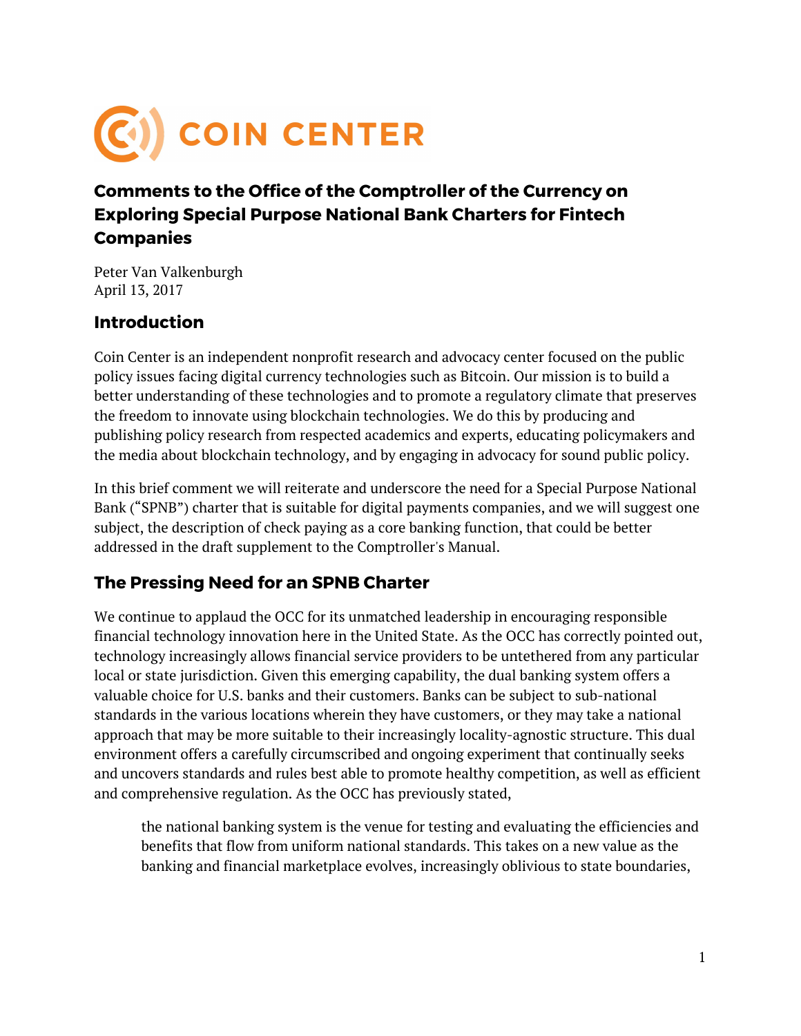# COIN CENTER

## Comments to the Office of the Comptroller of the Currency on Exploring Special Purpose National Bank Charters for Fintech Companies

Peter Van Valkenburgh
April 13, 2017

### Introduction

Coin Center is an independent nonprofit research and advocacy center focused on the public policy issues facing digital currency technologies such as Bitcoin. Our mission is to build a better understanding of these technologies and to promote a regulatory climate that preserves the freedom to innovate using blockchain technologies. We do this by producing and publishing policy research from respected academics and experts, educating policymakers and the media about blockchain technology, and by engaging in advocacy for sound public policy.

In this brief comment we will reiterate and underscore the need for a Special Purpose National Bank ("SPNB") charter that is suitable for digital payments companies, and we will suggest one subject, the description of check paying as a core banking function, that could be better addressed in the draft supplement to the Comptroller's Manual.

### The Pressing Need for an SPNB Charter

We continue to applaud the OCC for its unmatched leadership in encouraging responsible financial technology innovation here in the United State. As the OCC has correctly pointed out, technology increasingly allows financial service providers to be untethered from any particular local or state jurisdiction. Given this emerging capability, the dual banking system offers a valuable choice for U.S. banks and their customers. Banks can be subject to sub-national standards in the various locations wherein they have customers, or they may take a national approach that may be more suitable to their increasingly locality-agnostic structure. This dual environment offers a carefully circumscribed and ongoing experiment that continually seeks and uncovers standards and rules best able to promote healthy competition, as well as efficient and comprehensive regulation. As the OCC has previously stated,

> the national banking system is the venue for testing and evaluating the efficiencies and benefits that flow from uniform national standards. This takes on a new value as the banking and financial marketplace evolves, increasingly oblivious to state boundaries,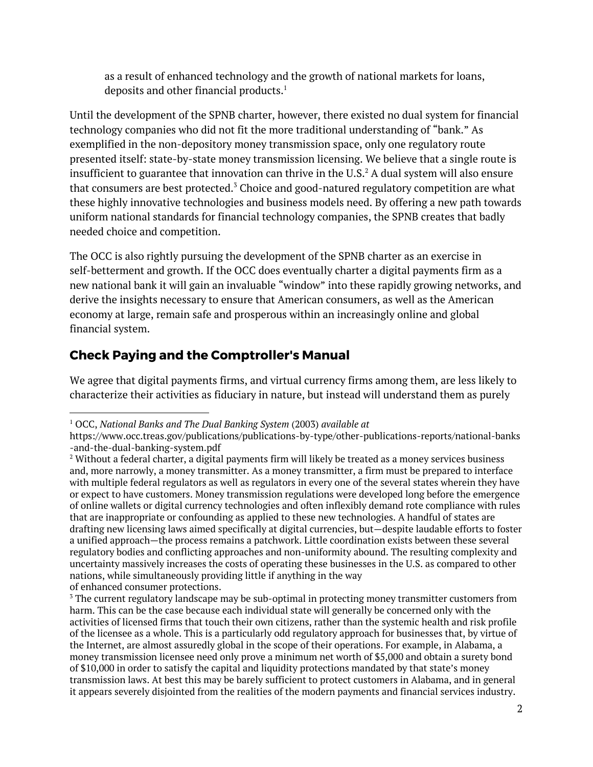> as a result of enhanced technology and the growth of national markets for loans, deposits and other financial products.[1]

Until the development of the SPNB charter, however, there existed no dual system for financial technology companies who did not fit the more traditional understanding of "bank." As exemplified in the non-depository money transmission space, only one regulatory route presented itself: state-by-state money transmission licensing. We believe that a single route is insufficient to guarantee that innovation can thrive in the U.S.[2] A dual system will also ensure that consumers are best protected.[3] Choice and good-natured regulatory competition are what these highly innovative technologies and business models need. By offering a new path towards uniform national standards for financial technology companies, the SPNB creates that badly needed choice and competition.

The OCC is also rightly pursuing the development of the SPNB charter as an exercise in self-betterment and growth. If the OCC does eventually charter a digital payments firm as a new national bank it will gain an invaluable "window" into these rapidly growing networks, and derive the insights necessary to ensure that American consumers, as well as the American economy at large, remain safe and prosperous within an increasingly online and global financial system.

## Check Paying and the Comptroller's Manual

We agree that digital payments firms, and virtual currency firms among them, are less likely to characterize their activities as fiduciary in nature, but instead will understand them as purely

---

[1] OCC, *National Banks and The Dual Banking System* (2003) *available at* https://www.occ.treas.gov/publications/publications-by-type/other-publications-reports/national-banks-and-the-dual-banking-system.pdf

[2] Without a federal charter, a digital payments firm will likely be treated as a money services business and, more narrowly, a money transmitter. As a money transmitter, a firm must be prepared to interface with multiple federal regulators as well as regulators in every one of the several states wherein they have or expect to have customers. Money transmission regulations were developed long before the emergence of online wallets or digital currency technologies and often inflexibly demand rote compliance with rules that are inappropriate or confounding as applied to these new technologies. A handful of states are drafting new licensing laws aimed specifically at digital currencies, but—despite laudable efforts to foster a unified approach—the process remains a patchwork. Little coordination exists between these several regulatory bodies and conflicting approaches and non-uniformity abound. The resulting complexity and uncertainty massively increases the costs of operating these businesses in the U.S. as compared to other nations, while simultaneously providing little if anything in the way of enhanced consumer protections.

[3] The current regulatory landscape may be sub-optimal in protecting money transmitter customers from harm. This can be the case because each individual state will generally be concerned only with the activities of licensed firms that touch their own citizens, rather than the systemic health and risk profile of the licensee as a whole. This is a particularly odd regulatory approach for businesses that, by virtue of the Internet, are almost assuredly global in the scope of their operations. For example, in Alabama, a money transmission licensee need only prove a minimum net worth of $5,000 and obtain a surety bond of $10,000 in order to satisfy the capital and liquidity protections mandated by that state's money transmission laws. At best this may be barely sufficient to protect customers in Alabama, and in general it appears severely disjointed from the realities of the modern payments and financial services industry.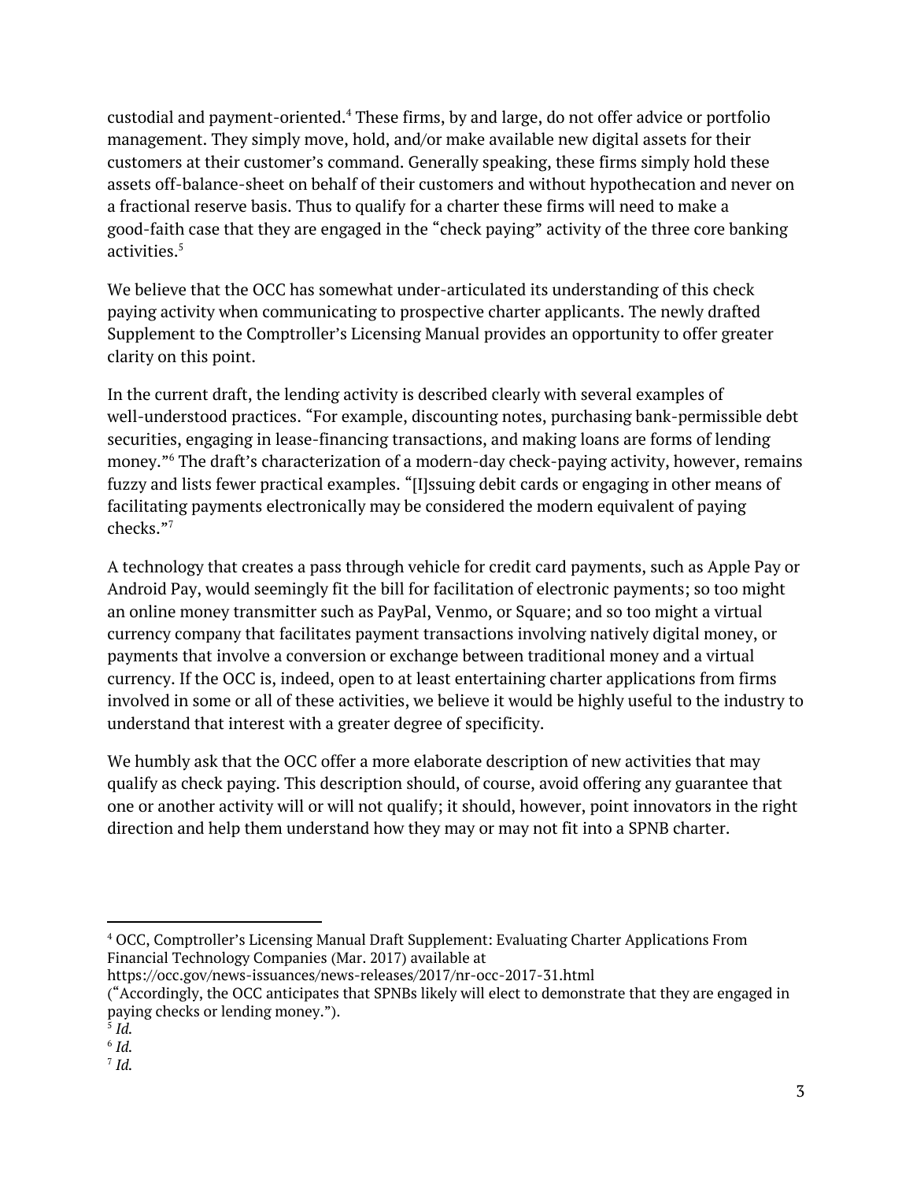custodial and payment-oriented.[4] These firms, by and large, do not offer advice or portfolio management. They simply move, hold, and/or make available new digital assets for their customers at their customer's command. Generally speaking, these firms simply hold these assets off-balance-sheet on behalf of their customers and without hypothecation and never on a fractional reserve basis. Thus to qualify for a charter these firms will need to make a good-faith case that they are engaged in the "check paying" activity of the three core banking activities.[5]

We believe that the OCC has somewhat under-articulated its understanding of this check paying activity when communicating to prospective charter applicants. The newly drafted Supplement to the Comptroller's Licensing Manual provides an opportunity to offer greater clarity on this point.

In the current draft, the lending activity is described clearly with several examples of well-understood practices. "For example, discounting notes, purchasing bank-permissible debt securities, engaging in lease-financing transactions, and making loans are forms of lending money."[6] The draft's characterization of a modern-day check-paying activity, however, remains fuzzy and lists fewer practical examples. "[I]ssuing debit cards or engaging in other means of facilitating payments electronically may be considered the modern equivalent of paying checks."[7]

A technology that creates a pass through vehicle for credit card payments, such as Apple Pay or Android Pay, would seemingly fit the bill for facilitation of electronic payments; so too might an online money transmitter such as PayPal, Venmo, or Square; and so too might a virtual currency company that facilitates payment transactions involving natively digital money, or payments that involve a conversion or exchange between traditional money and a virtual currency. If the OCC is, indeed, open to at least entertaining charter applications from firms involved in some or all of these activities, we believe it would be highly useful to the industry to understand that interest with a greater degree of specificity.

We humbly ask that the OCC offer a more elaborate description of new activities that may qualify as check paying. This description should, of course, avoid offering any guarantee that one or another activity will or will not qualify; it should, however, point innovators in the right direction and help them understand how they may or may not fit into a SPNB charter.

---

[4] OCC, Comptroller's Licensing Manual Draft Supplement: Evaluating Charter Applications From Financial Technology Companies (Mar. 2017) available at https://occ.gov/news-issuances/news-releases/2017/nr-occ-2017-31.html ("Accordingly, the OCC anticipates that SPNBs likely will elect to demonstrate that they are engaged in paying checks or lending money.").

[5] *Id.*

[6] *Id.*

[7] *Id.*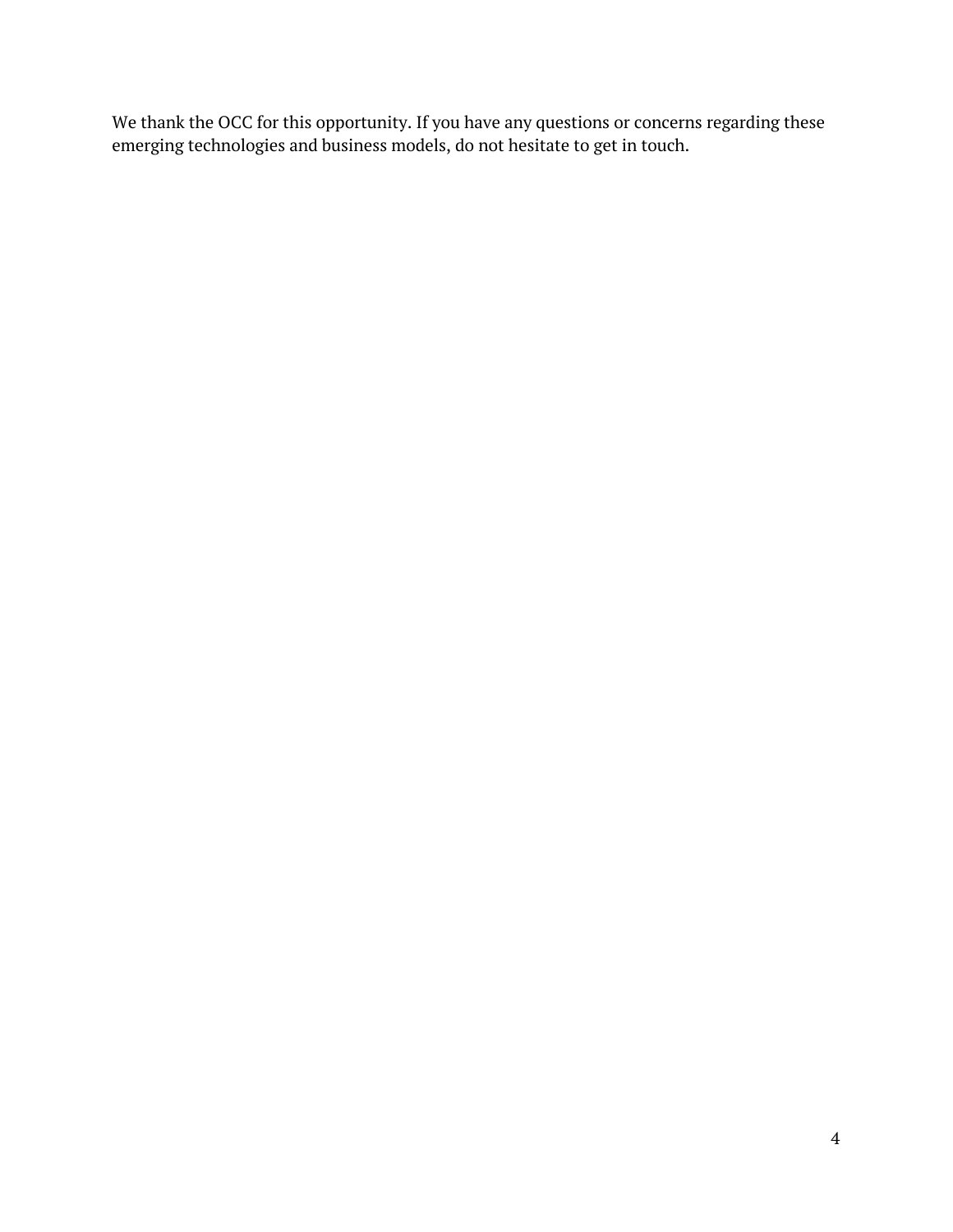We thank the OCC for this opportunity. If you have any questions or concerns regarding these emerging technologies and business models, do not hesitate to get in touch.